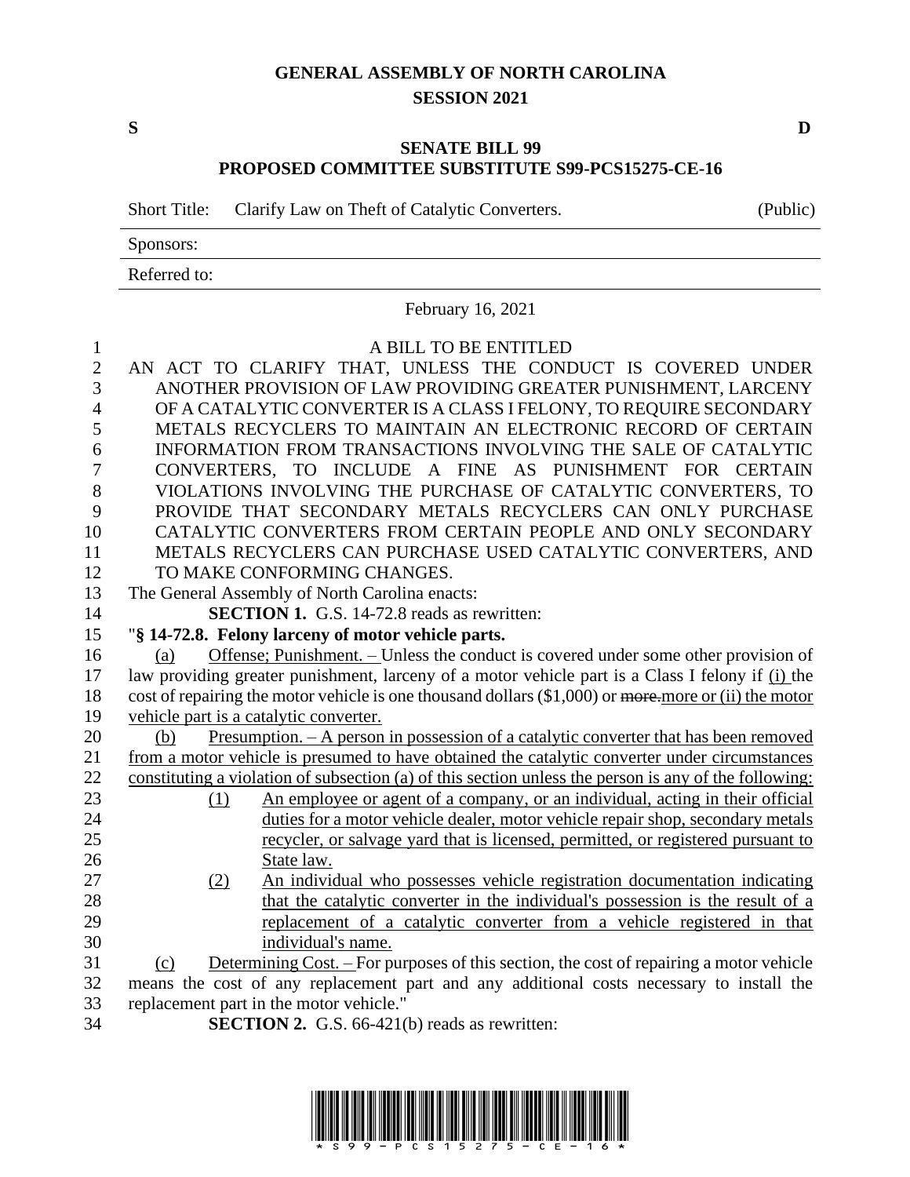**GENERAL ASSEMBLY OF NORTH CAROLINA**
**SESSION 2021**

**S** **D**

**SENATE BILL 99**
**PROPOSED COMMITTEE SUBSTITUTE S99-PCS15275-CE-16**

| Short Title: | Clarify Law on Theft of Catalytic Converters. | (Public) |
|---|---|---|
| Sponsors: | | |
| Referred to: | | |

February 16, 2021

A BILL TO BE ENTITLED

AN ACT TO CLARIFY THAT, UNLESS THE CONDUCT IS COVERED UNDER ANOTHER PROVISION OF LAW PROVIDING GREATER PUNISHMENT, LARCENY OF A CATALYTIC CONVERTER IS A CLASS I FELONY, TO REQUIRE SECONDARY METALS RECYCLERS TO MAINTAIN AN ELECTRONIC RECORD OF CERTAIN INFORMATION FROM TRANSACTIONS INVOLVING THE SALE OF CATALYTIC CONVERTERS, TO INCLUDE A FINE AS PUNISHMENT FOR CERTAIN VIOLATIONS INVOLVING THE PURCHASE OF CATALYTIC CONVERTERS, TO PROVIDE THAT SECONDARY METALS RECYCLERS CAN ONLY PURCHASE CATALYTIC CONVERTERS FROM CERTAIN PEOPLE AND ONLY SECONDARY METALS RECYCLERS CAN PURCHASE USED CATALYTIC CONVERTERS, AND TO MAKE CONFORMING CHANGES.

The General Assembly of North Carolina enacts:

**SECTION 1.** G.S. 14-72.8 reads as rewritten:

"**§ 14-72.8. Felony larceny of motor vehicle parts.**

(a) Offense; Punishment. – Unless the conduct is covered under some other provision of law providing greater punishment, larceny of a motor vehicle part is a Class I felony if (i) the cost of repairing the motor vehicle is one thousand dollars ($1,000) or ~~more.~~more or (ii) the motor vehicle part is a catalytic converter.

(b) Presumption. – A person in possession of a catalytic converter that has been removed from a motor vehicle is presumed to have obtained the catalytic converter under circumstances constituting a violation of subsection (a) of this section unless the person is any of the following:

(1) An employee or agent of a company, or an individual, acting in their official duties for a motor vehicle dealer, motor vehicle repair shop, secondary metals recycler, or salvage yard that is licensed, permitted, or registered pursuant to State law.

(2) An individual who possesses vehicle registration documentation indicating that the catalytic converter in the individual's possession is the result of a replacement of a catalytic converter from a vehicle registered in that individual's name.

(c) Determining Cost. – For purposes of this section, the cost of repairing a motor vehicle means the cost of any replacement part and any additional costs necessary to install the replacement part in the motor vehicle."

**SECTION 2.** G.S. 66-421(b) reads as rewritten: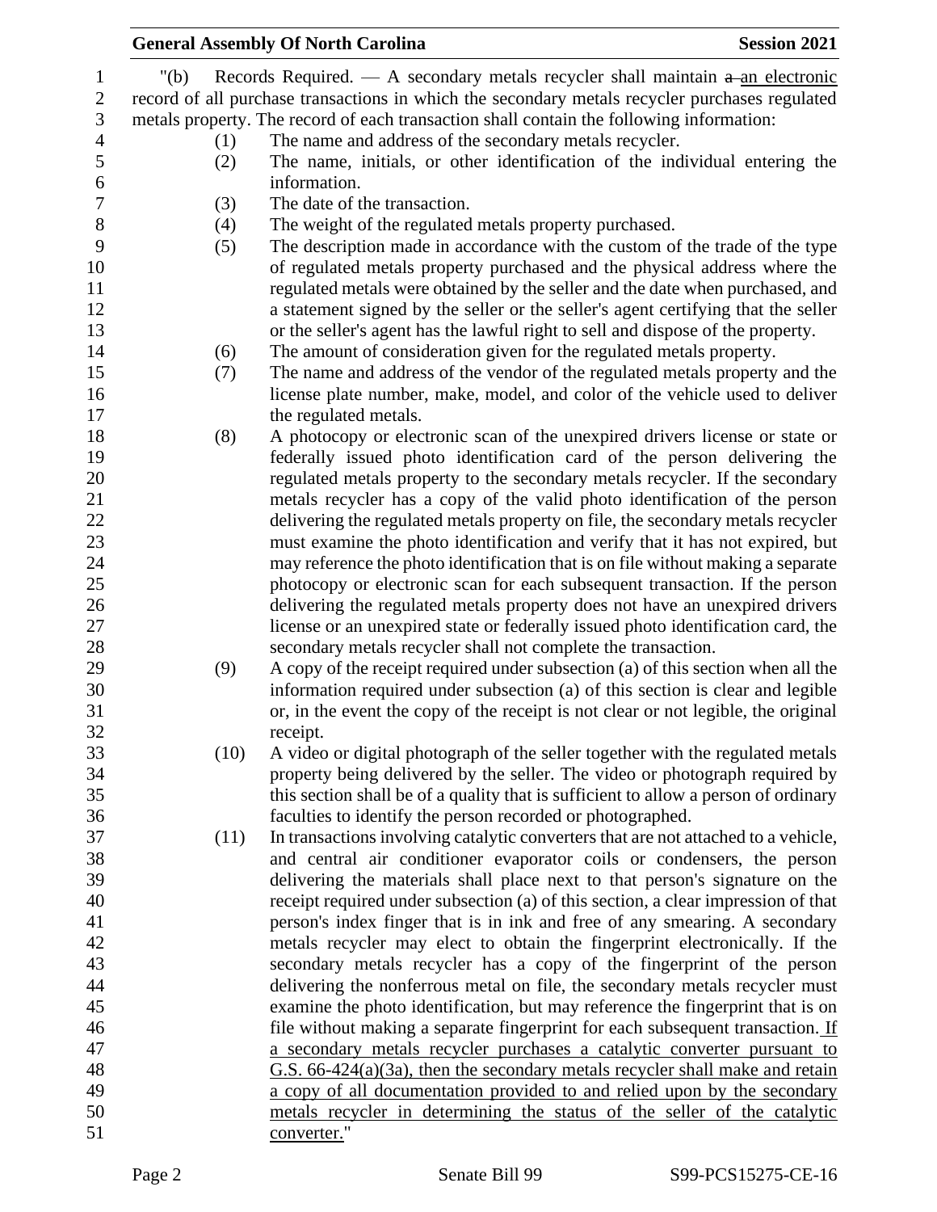"(b) Records Required. — A secondary metals recycler shall maintain ~~a~~ an electronic record of all purchase transactions in which the secondary metals recycler purchases regulated metals property. The record of each transaction shall contain the following information:

(1) The name and address of the secondary metals recycler.

(2) The name, initials, or other identification of the individual entering the information.

(3) The date of the transaction.

(4) The weight of the regulated metals property purchased.

(5) The description made in accordance with the custom of the trade of the type of regulated metals property purchased and the physical address where the regulated metals were obtained by the seller and the date when purchased, and a statement signed by the seller or the seller's agent certifying that the seller or the seller's agent has the lawful right to sell and dispose of the property.

(6) The amount of consideration given for the regulated metals property.

(7) The name and address of the vendor of the regulated metals property and the license plate number, make, model, and color of the vehicle used to deliver the regulated metals.

(8) A photocopy or electronic scan of the unexpired drivers license or state or federally issued photo identification card of the person delivering the regulated metals property to the secondary metals recycler. If the secondary metals recycler has a copy of the valid photo identification of the person delivering the regulated metals property on file, the secondary metals recycler must examine the photo identification and verify that it has not expired, but may reference the photo identification that is on file without making a separate photocopy or electronic scan for each subsequent transaction. If the person delivering the regulated metals property does not have an unexpired drivers license or an unexpired state or federally issued photo identification card, the secondary metals recycler shall not complete the transaction.

(9) A copy of the receipt required under subsection (a) of this section when all the information required under subsection (a) of this section is clear and legible or, in the event the copy of the receipt is not clear or not legible, the original receipt.

(10) A video or digital photograph of the seller together with the regulated metals property being delivered by the seller. The video or photograph required by this section shall be of a quality that is sufficient to allow a person of ordinary faculties to identify the person recorded or photographed.

(11) In transactions involving catalytic converters that are not attached to a vehicle, and central air conditioner evaporator coils or condensers, the person delivering the materials shall place next to that person's signature on the receipt required under subsection (a) of this section, a clear impression of that person's index finger that is in ink and free of any smearing. A secondary metals recycler may elect to obtain the fingerprint electronically. If the secondary metals recycler has a copy of the fingerprint of the person delivering the nonferrous metal on file, the secondary metals recycler must examine the photo identification, but may reference the fingerprint that is on file without making a separate fingerprint for each subsequent transaction. <u>If a secondary metals recycler purchases a catalytic converter pursuant to G.S. 66-424(a)(3a), then the secondary metals recycler shall make and retain a copy of all documentation provided to and relied upon by the secondary metals recycler in determining the status of the seller of the catalytic converter.</u>"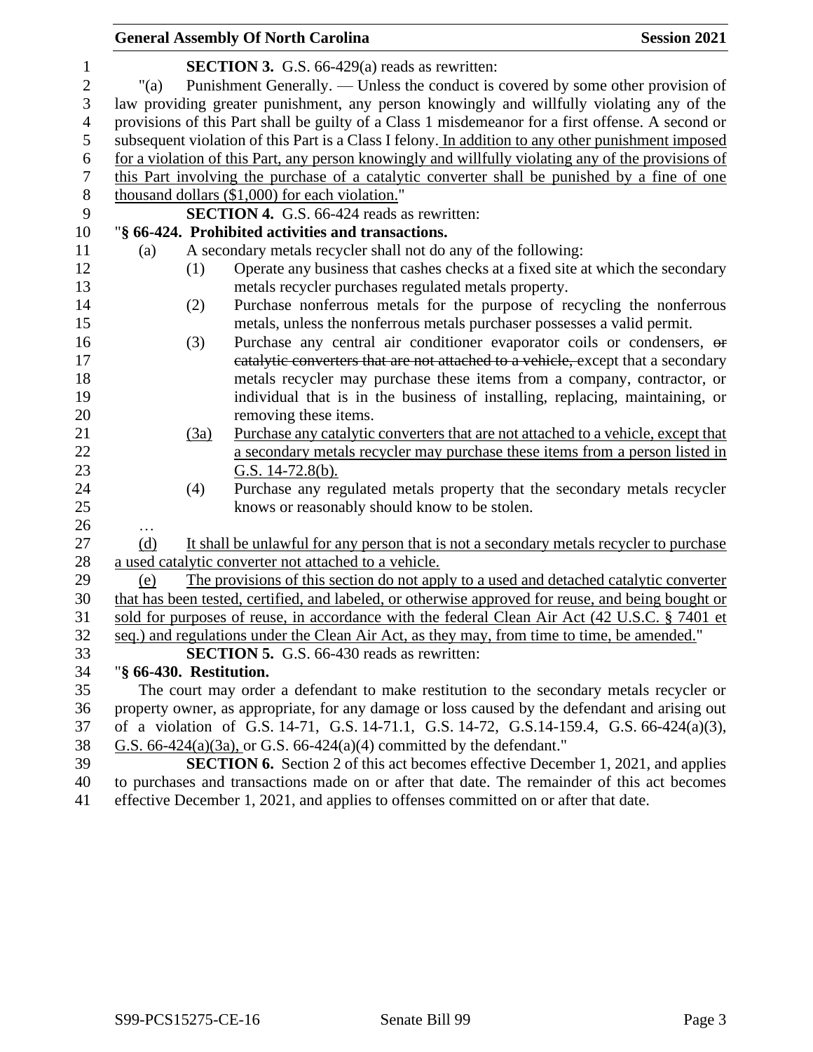**SECTION 3.** G.S. 66-429(a) reads as rewritten:

"(a) Punishment Generally. — Unless the conduct is covered by some other provision of law providing greater punishment, any person knowingly and willfully violating any of the provisions of this Part shall be guilty of a Class 1 misdemeanor for a first offense. A second or subsequent violation of this Part is a Class I felony. <u>In addition to any other punishment imposed for a violation of this Part, any person knowingly and willfully violating any of the provisions of this Part involving the purchase of a catalytic converter shall be punished by a fine of one thousand dollars ($1,000) for each violation.</u>"

**SECTION 4.** G.S. 66-424 reads as rewritten:

"**§ 66-424. Prohibited activities and transactions.**

(a) A secondary metals recycler shall not do any of the following:

(1) Operate any business that cashes checks at a fixed site at which the secondary metals recycler purchases regulated metals property.

(2) Purchase nonferrous metals for the purpose of recycling the nonferrous metals, unless the nonferrous metals purchaser possesses a valid permit.

(3) Purchase any central air conditioner evaporator coils or condensers, ~~or catalytic converters that are not attached to a vehicle,~~ except that a secondary metals recycler may purchase these items from a company, contractor, or individual that is in the business of installing, replacing, maintaining, or removing these items.

<u>(3a) Purchase any catalytic converters that are not attached to a vehicle, except that a secondary metals recycler may purchase these items from a person listed in G.S. 14-72.8(b).</u>

(4) Purchase any regulated metals property that the secondary metals recycler knows or reasonably should know to be stolen.

…

<u>(d) It shall be unlawful for any person that is not a secondary metals recycler to purchase a used catalytic converter not attached to a vehicle.</u>

<u>(e) The provisions of this section do not apply to a used and detached catalytic converter that has been tested, certified, and labeled, or otherwise approved for reuse, and being bought or sold for purposes of reuse, in accordance with the federal Clean Air Act (42 U.S.C. § 7401 et seq.) and regulations under the Clean Air Act, as they may, from time to time, be amended.</u>"

**SECTION 5.** G.S. 66-430 reads as rewritten:

"**§ 66-430. Restitution.**

The court may order a defendant to make restitution to the secondary metals recycler or property owner, as appropriate, for any damage or loss caused by the defendant and arising out of a violation of G.S. 14-71, G.S. 14-71.1, G.S. 14-72, G.S.14-159.4, G.S. 66-424(a)(3), <u>G.S. 66-424(a)(3a),</u> or G.S. 66-424(a)(4) committed by the defendant."

**SECTION 6.** Section 2 of this act becomes effective December 1, 2021, and applies to purchases and transactions made on or after that date. The remainder of this act becomes effective December 1, 2021, and applies to offenses committed on or after that date.